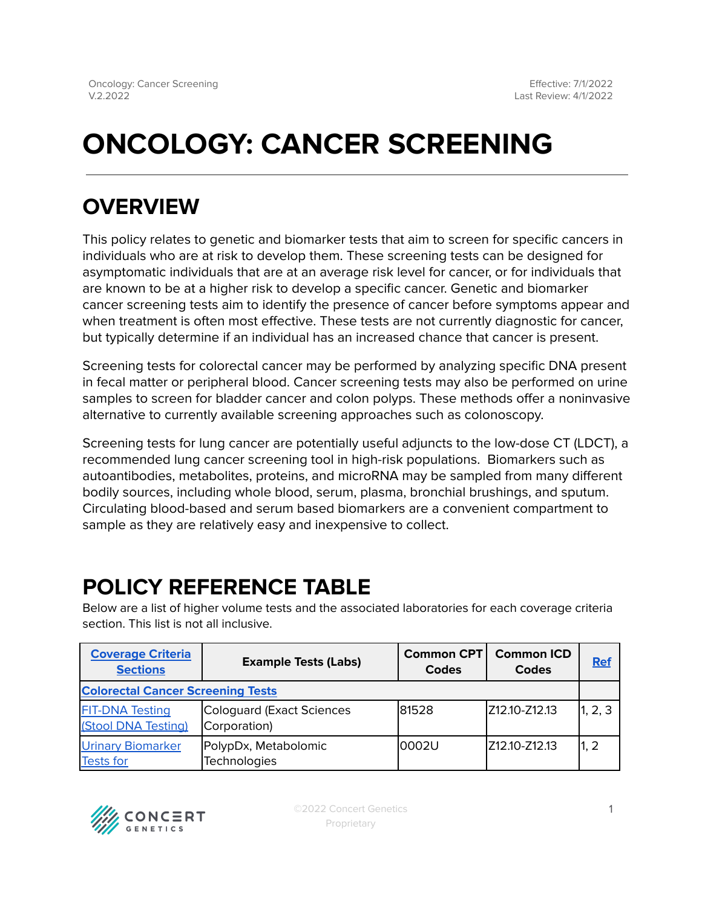# ONCOLOGY: CANCER SCREENING

## OVERVIEW

This policy relates to genetic and biomarker tests that aim to screen for specific cancers in individuals who are at risk to develop them. These screening tests can be designed for asymptomatic individuals that are at an average risk level for cancer, or for individuals that are known to be at a higher risk to develop a specific cancer. Genetic and biomarker cancer screening tests aim to identify the presence of cancer before symptoms appear and when treatment is often most effective. These tests are not currently diagnostic for cancer, but typically determine if an individual has an increased chance that cancer is present.

Screening tests for colorectal cancer may be performed by analyzing specific DNA present in fecal matter or peripheral blood. Cancer screening tests may also be performed on urine samples to screen for bladder cancer and colon polyps. These methods offer a noninvasive alternative to currently available screening approaches such as colonoscopy.

Screening tests for lung cancer are potentially useful adjuncts to the low-dose CT (LDCT), a recommended lung cancer screening tool in high-risk populations. Biomarkers such as autoantibodies, metabolites, proteins, and microRNA may be sampled from many different bodily sources, including whole blood, serum, plasma, bronchial brushings, and sputum. Circulating blood-based and serum based biomarkers are a convenient compartment to sample as they are relatively easy and inexpensive to collect.

## POLICY REFERENCE TABLE

Below are a list of higher volume tests and the associated laboratories for each coverage criteria section. This list is not all inclusive.

| Coverage Criteria Sections | Example Tests (Labs) | Common CPT Codes | Common ICD Codes | Ref |
|---|---|---|---|---|
| **Colorectal Cancer Screening Tests** | | | | |
| FIT-DNA Testing (Stool DNA Testing) | Cologuard (Exact Sciences Corporation) | 81528 | Z12.10-Z12.13 | 1, 2, 3 |
| Urinary Biomarker Tests for | PolypDx, Metabolomic Technologies | 0002U | Z12.10-Z12.13 | 1, 2 |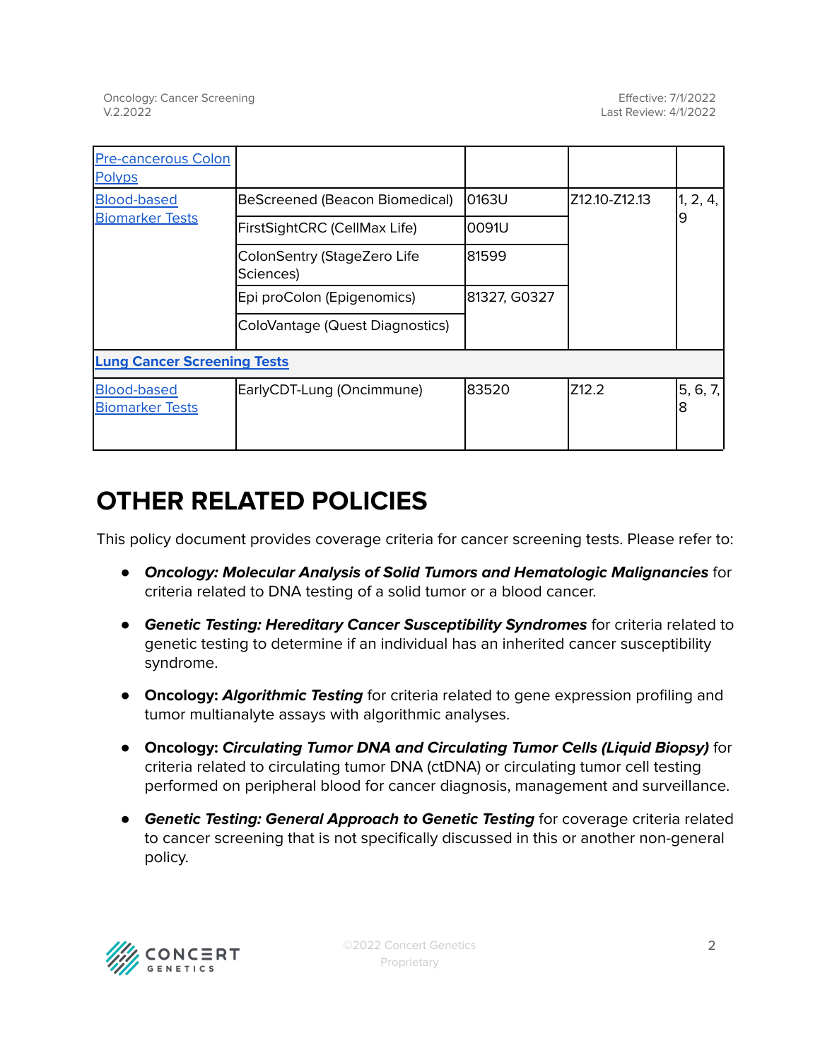| | | | | |
|---|---|---|---|---|
| Pre-cancerous Colon Polyps | | | | |
| Blood-based Biomarker Tests | BeScreened (Beacon Biomedical) | 0163U | Z12.10-Z12.13 | 1, 2, 4, 9 |
| | FirstSightCRC (CellMax Life) | 0091U | | |
| | ColonSentry (StageZero Life Sciences) | 81599 | | |
| | Epi proColon (Epigenomics) | 81327, G0327 | | |
| | ColoVantage (Quest Diagnostics) | | | |
| **Lung Cancer Screening Tests** | | | | |
| Blood-based Biomarker Tests | EarlyCDT-Lung (Oncimmune) | 83520 | Z12.2 | 5, 6, 7, 8 |

# OTHER RELATED POLICIES

This policy document provides coverage criteria for cancer screening tests. Please refer to:

- ***Oncology: Molecular Analysis of Solid Tumors and Hematologic Malignancies*** for criteria related to DNA testing of a solid tumor or a blood cancer.
- ***Genetic Testing: Hereditary Cancer Susceptibility Syndromes*** for criteria related to genetic testing to determine if an individual has an inherited cancer susceptibility syndrome.
- **Oncology: *Algorithmic Testing*** for criteria related to gene expression profiling and tumor multianalyte assays with algorithmic analyses.
- **Oncology: *Circulating Tumor DNA and Circulating Tumor Cells (Liquid Biopsy)*** for criteria related to circulating tumor DNA (ctDNA) or circulating tumor cell testing performed on peripheral blood for cancer diagnosis, management and surveillance.
- ***Genetic Testing: General Approach to Genetic Testing*** for coverage criteria related to cancer screening that is not specifically discussed in this or another non-general policy.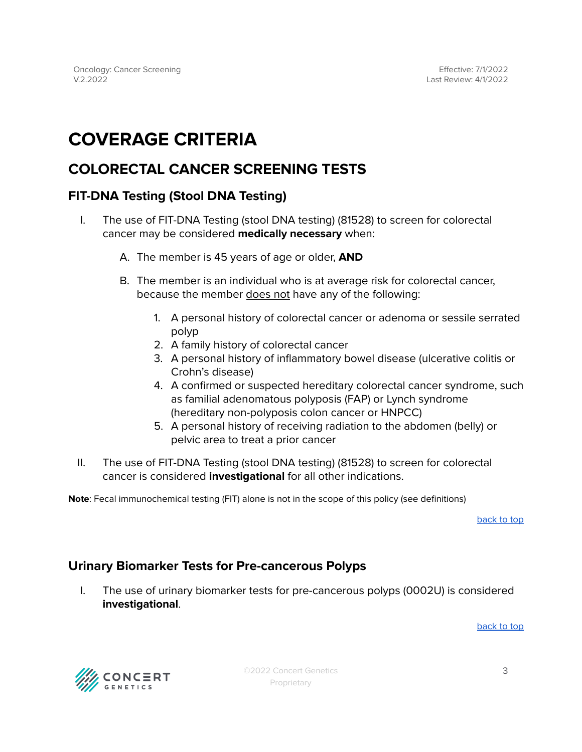# COVERAGE CRITERIA

## COLORECTAL CANCER SCREENING TESTS

### FIT-DNA Testing (Stool DNA Testing)

I. The use of FIT-DNA Testing (stool DNA testing) (81528) to screen for colorectal cancer may be considered **medically necessary** when:

   A. The member is 45 years of age or older, **AND**

   B. The member is an individual who is at average risk for colorectal cancer, because the member does not have any of the following:

      1. A personal history of colorectal cancer or adenoma or sessile serrated polyp
      2. A family history of colorectal cancer
      3. A personal history of inflammatory bowel disease (ulcerative colitis or Crohn's disease)
      4. A confirmed or suspected hereditary colorectal cancer syndrome, such as familial adenomatous polyposis (FAP) or Lynch syndrome (hereditary non-polyposis colon cancer or HNPCC)
      5. A personal history of receiving radiation to the abdomen (belly) or pelvic area to treat a prior cancer

II. The use of FIT-DNA Testing (stool DNA testing) (81528) to screen for colorectal cancer is considered **investigational** for all other indications.

**Note**: Fecal immunochemical testing (FIT) alone is not in the scope of this policy (see definitions)

back to top

### Urinary Biomarker Tests for Pre-cancerous Polyps

I. The use of urinary biomarker tests for pre-cancerous polyps (0002U) is considered **investigational**.

back to top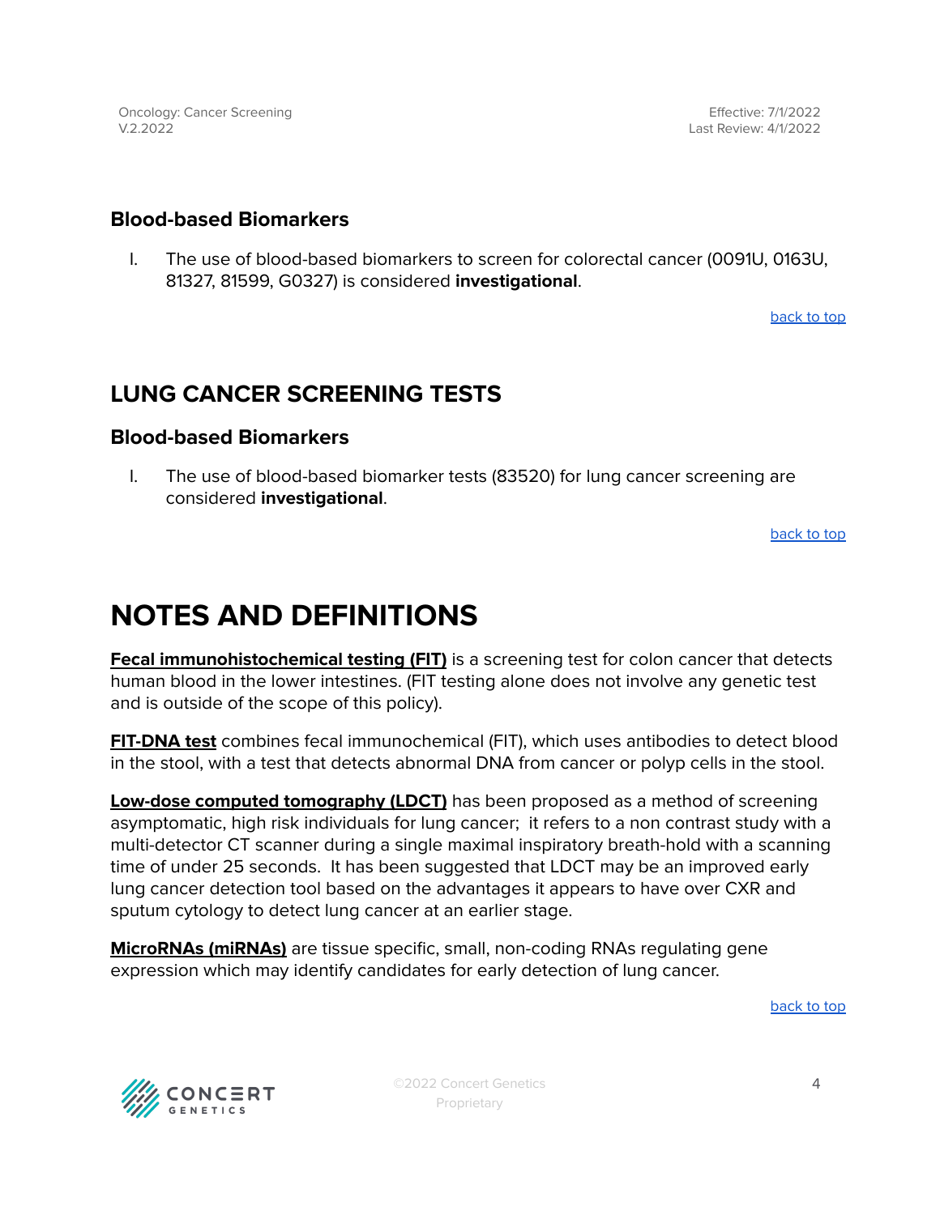### Blood-based Biomarkers

I. The use of blood-based biomarkers to screen for colorectal cancer (0091U, 0163U, 81327, 81599, G0327) is considered **investigational**.

back to top

## LUNG CANCER SCREENING TESTS

### Blood-based Biomarkers

I. The use of blood-based biomarker tests (83520) for lung cancer screening are considered **investigational**.

back to top

# NOTES AND DEFINITIONS

**Fecal immunohistochemical testing (FIT)** is a screening test for colon cancer that detects human blood in the lower intestines. (FIT testing alone does not involve any genetic test and is outside of the scope of this policy).

**FIT-DNA test** combines fecal immunochemical (FIT), which uses antibodies to detect blood in the stool, with a test that detects abnormal DNA from cancer or polyp cells in the stool.

**Low-dose computed tomography (LDCT)** has been proposed as a method of screening asymptomatic, high risk individuals for lung cancer; it refers to a non contrast study with a multi-detector CT scanner during a single maximal inspiratory breath-hold with a scanning time of under 25 seconds. It has been suggested that LDCT may be an improved early lung cancer detection tool based on the advantages it appears to have over CXR and sputum cytology to detect lung cancer at an earlier stage.

**MicroRNAs (miRNAs)** are tissue specific, small, non-coding RNAs regulating gene expression which may identify candidates for early detection of lung cancer.

back to top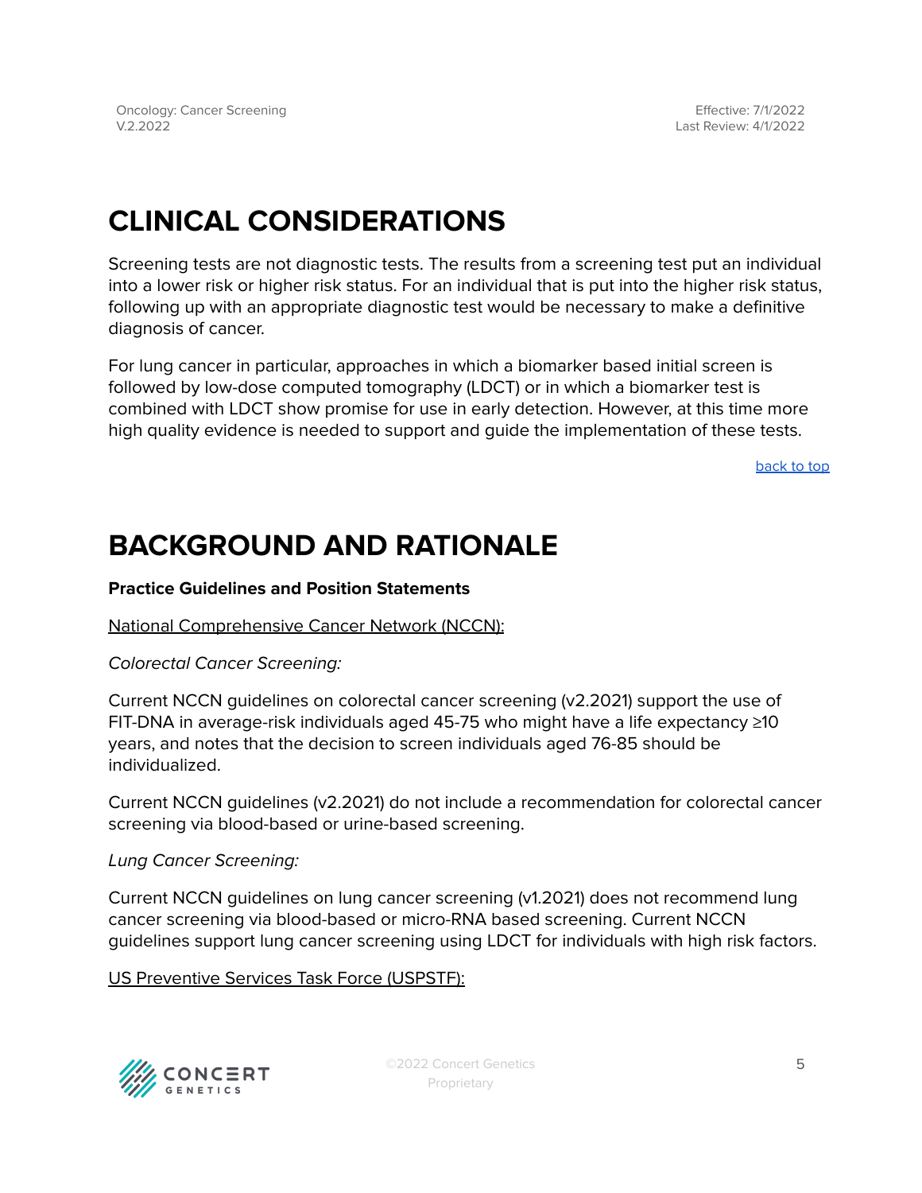# CLINICAL CONSIDERATIONS

Screening tests are not diagnostic tests. The results from a screening test put an individual into a lower risk or higher risk status. For an individual that is put into the higher risk status, following up with an appropriate diagnostic test would be necessary to make a definitive diagnosis of cancer.

For lung cancer in particular, approaches in which a biomarker based initial screen is followed by low-dose computed tomography (LDCT) or in which a biomarker test is combined with LDCT show promise for use in early detection. However, at this time more high quality evidence is needed to support and guide the implementation of these tests.

back to top

# BACKGROUND AND RATIONALE

**Practice Guidelines and Position Statements**

National Comprehensive Cancer Network (NCCN):

*Colorectal Cancer Screening:*

Current NCCN guidelines on colorectal cancer screening (v2.2021) support the use of FIT-DNA in average-risk individuals aged 45-75 who might have a life expectancy ≥10 years, and notes that the decision to screen individuals aged 76-85 should be individualized.

Current NCCN guidelines (v2.2021) do not include a recommendation for colorectal cancer screening via blood-based or urine-based screening.

*Lung Cancer Screening:*

Current NCCN guidelines on lung cancer screening (v1.2021) does not recommend lung cancer screening via blood-based or micro-RNA based screening. Current NCCN guidelines support lung cancer screening using LDCT for individuals with high risk factors.

US Preventive Services Task Force (USPSTF):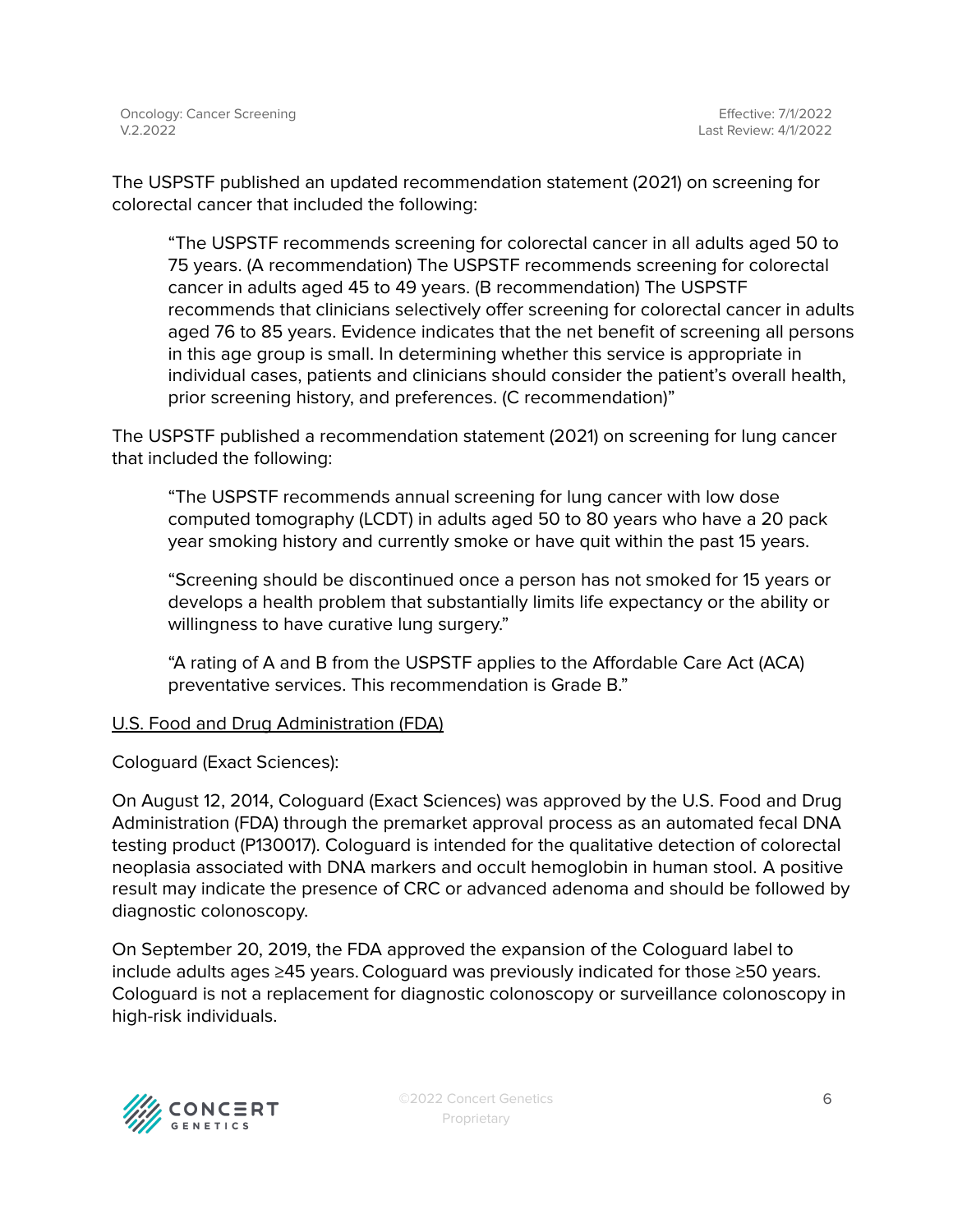The USPSTF published an updated recommendation statement (2021) on screening for colorectal cancer that included the following:

> "The USPSTF recommends screening for colorectal cancer in all adults aged 50 to 75 years. (A recommendation) The USPSTF recommends screening for colorectal cancer in adults aged 45 to 49 years. (B recommendation) The USPSTF recommends that clinicians selectively offer screening for colorectal cancer in adults aged 76 to 85 years. Evidence indicates that the net benefit of screening all persons in this age group is small. In determining whether this service is appropriate in individual cases, patients and clinicians should consider the patient's overall health, prior screening history, and preferences. (C recommendation)"

The USPSTF published a recommendation statement (2021) on screening for lung cancer that included the following:

> "The USPSTF recommends annual screening for lung cancer with low dose computed tomography (LCDT) in adults aged 50 to 80 years who have a 20 pack year smoking history and currently smoke or have quit within the past 15 years.
>
> "Screening should be discontinued once a person has not smoked for 15 years or develops a health problem that substantially limits life expectancy or the ability or willingness to have curative lung surgery."
>
> "A rating of A and B from the USPSTF applies to the Affordable Care Act (ACA) preventative services. This recommendation is Grade B."

U.S. Food and Drug Administration (FDA)

Cologuard (Exact Sciences):

On August 12, 2014, Cologuard (Exact Sciences) was approved by the U.S. Food and Drug Administration (FDA) through the premarket approval process as an automated fecal DNA testing product (P130017). Cologuard is intended for the qualitative detection of colorectal neoplasia associated with DNA markers and occult hemoglobin in human stool. A positive result may indicate the presence of CRC or advanced adenoma and should be followed by diagnostic colonoscopy.

On September 20, 2019, the FDA approved the expansion of the Cologuard label to include adults ages ≥45 years. Cologuard was previously indicated for those ≥50 years. Cologuard is not a replacement for diagnostic colonoscopy or surveillance colonoscopy in high-risk individuals.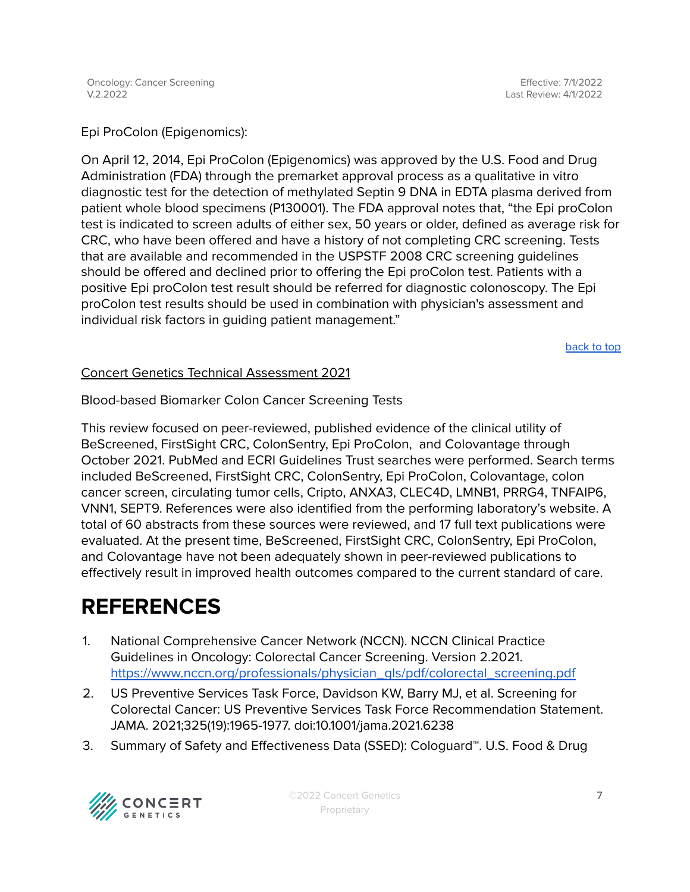Epi ProColon (Epigenomics):

On April 12, 2014, Epi ProColon (Epigenomics) was approved by the U.S. Food and Drug Administration (FDA) through the premarket approval process as a qualitative in vitro diagnostic test for the detection of methylated Septin 9 DNA in EDTA plasma derived from patient whole blood specimens (P130001). The FDA approval notes that, "the Epi proColon test is indicated to screen adults of either sex, 50 years or older, defined as average risk for CRC, who have been offered and have a history of not completing CRC screening. Tests that are available and recommended in the USPSTF 2008 CRC screening guidelines should be offered and declined prior to offering the Epi proColon test. Patients with a positive Epi proColon test result should be referred for diagnostic colonoscopy. The Epi proColon test results should be used in combination with physician's assessment and individual risk factors in guiding patient management."

back to top

Concert Genetics Technical Assessment 2021

Blood-based Biomarker Colon Cancer Screening Tests

This review focused on peer-reviewed, published evidence of the clinical utility of BeScreened, FirstSight CRC, ColonSentry, Epi ProColon, and Colovantage through October 2021. PubMed and ECRI Guidelines Trust searches were performed. Search terms included BeScreened, FirstSight CRC, ColonSentry, Epi ProColon, Colovantage, colon cancer screen, circulating tumor cells, Cripto, ANXA3, CLEC4D, LMNB1, PRRG4, TNFAIP6, VNN1, SEPT9. References were also identified from the performing laboratory's website. A total of 60 abstracts from these sources were reviewed, and 17 full text publications were evaluated. At the present time, BeScreened, FirstSight CRC, ColonSentry, Epi ProColon, and Colovantage have not been adequately shown in peer-reviewed publications to effectively result in improved health outcomes compared to the current standard of care.

# REFERENCES

1. National Comprehensive Cancer Network (NCCN). NCCN Clinical Practice Guidelines in Oncology: Colorectal Cancer Screening. Version 2.2021. https://www.nccn.org/professionals/physician_gls/pdf/colorectal_screening.pdf
2. US Preventive Services Task Force, Davidson KW, Barry MJ, et al. Screening for Colorectal Cancer: US Preventive Services Task Force Recommendation Statement. JAMA. 2021;325(19):1965-1977. doi:10.1001/jama.2021.6238
3. Summary of Safety and Effectiveness Data (SSED): Cologuard™. U.S. Food & Drug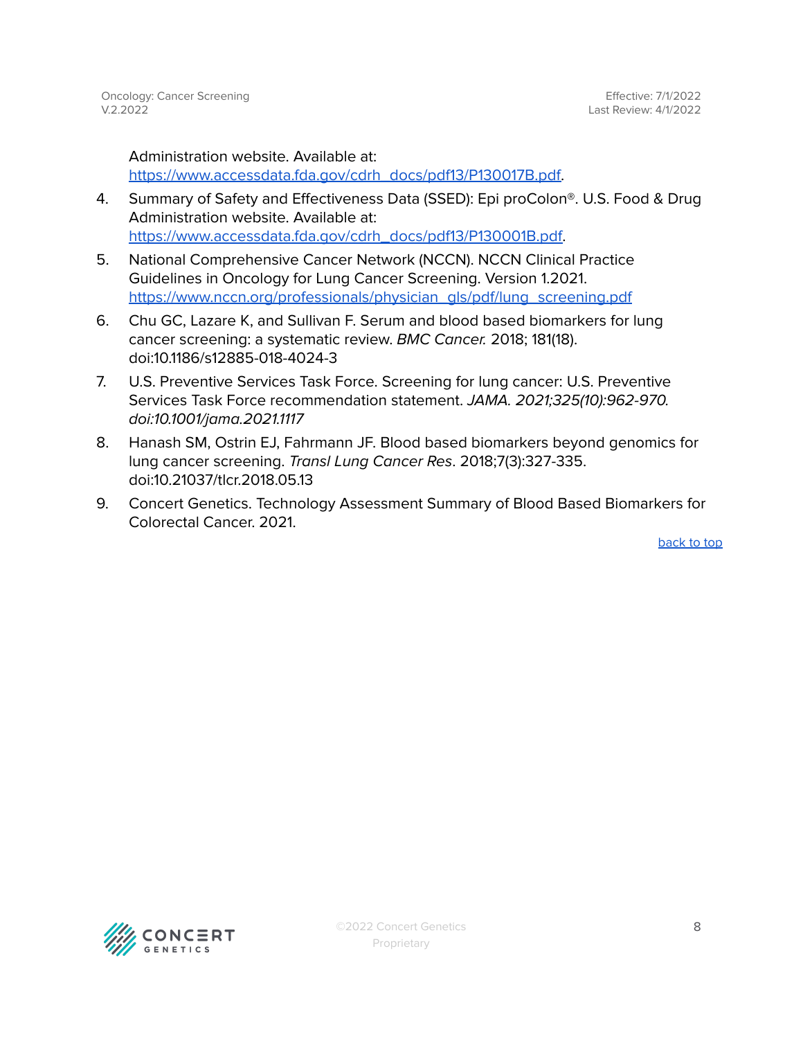Administration website. Available at: https://www.accessdata.fda.gov/cdrh_docs/pdf13/P130017B.pdf.

4. Summary of Safety and Effectiveness Data (SSED): Epi proColon®. U.S. Food & Drug Administration website. Available at: https://www.accessdata.fda.gov/cdrh_docs/pdf13/P130001B.pdf.
5. National Comprehensive Cancer Network (NCCN). NCCN Clinical Practice Guidelines in Oncology for Lung Cancer Screening. Version 1.2021. https://www.nccn.org/professionals/physician_gls/pdf/lung_screening.pdf
6. Chu GC, Lazare K, and Sullivan F. Serum and blood based biomarkers for lung cancer screening: a systematic review. *BMC Cancer.* 2018; 181(18). doi:10.1186/s12885-018-4024-3
7. U.S. Preventive Services Task Force. Screening for lung cancer: U.S. Preventive Services Task Force recommendation statement. *JAMA. 2021;325(10):962-970. doi:10.1001/jama.2021.1117*
8. Hanash SM, Ostrin EJ, Fahrmann JF. Blood based biomarkers beyond genomics for lung cancer screening. *Transl Lung Cancer Res*. 2018;7(3):327-335. doi:10.21037/tlcr.2018.05.13
9. Concert Genetics. Technology Assessment Summary of Blood Based Biomarkers for Colorectal Cancer. 2021.

back to top